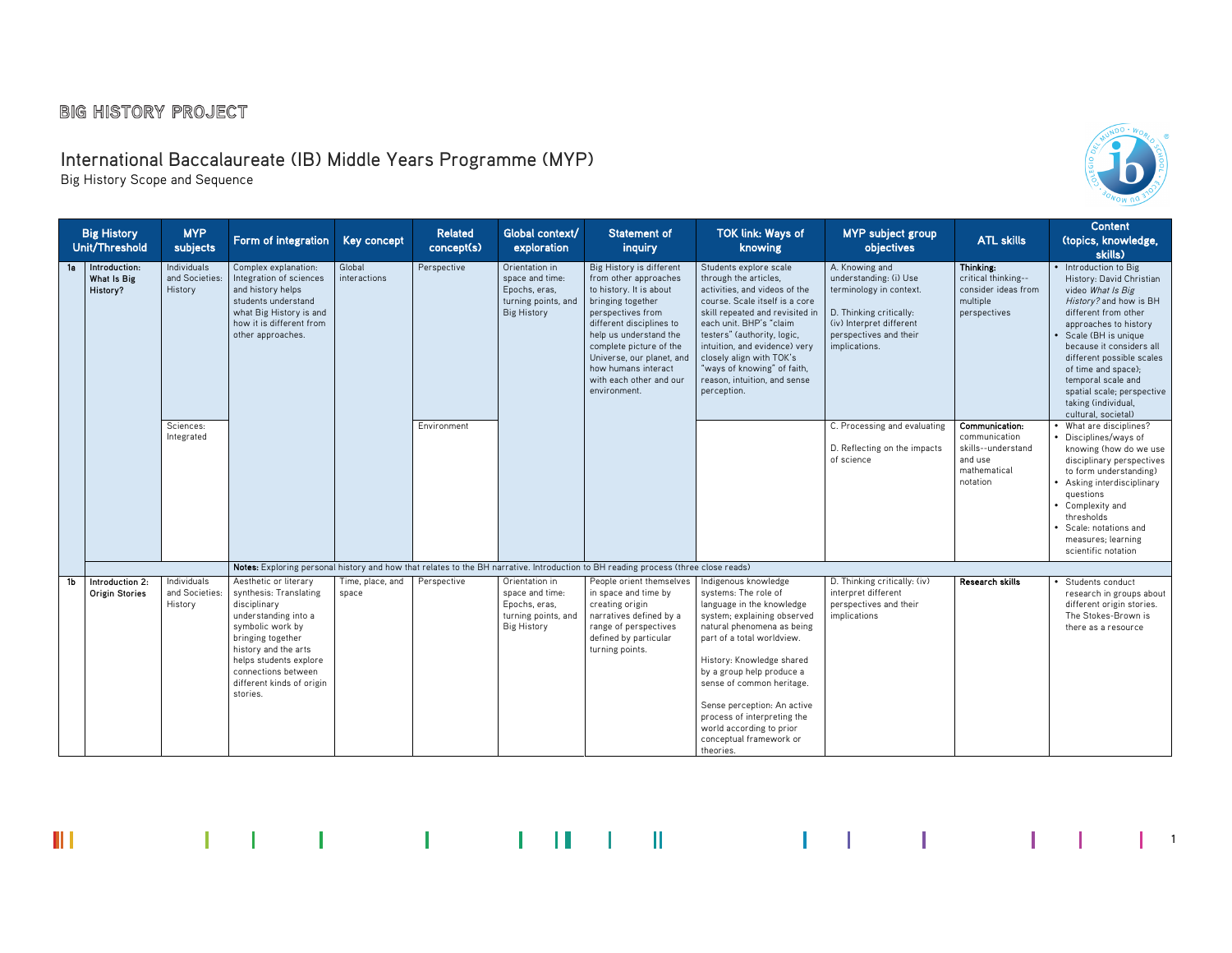BIG HISTORY PROJECT

# International Baccalaureate (IB) Middle Years Programme (MYP)

Big History Scope and Sequence

| | Big History Unit/Threshold | MYP subjects | Form of integration | Key concept | Related concept(s) | Global context/ exploration | Statement of inquiry | TOK link: Ways of knowing | MYP subject group objectives | ATL skills | Content (topics, knowledge, skills) |
|---|---|---|---|---|---|---|---|---|---|---|---|
| 1a | **Introduction: What Is Big History?** | Individuals and Societies: History | Complex explanation: Integration of sciences and history helps students understand what Big History is and how it is different from other approaches. | Global interactions | Perspective | Orientation in space and time: Epochs, eras, turning points, and Big History | Big History is different from other approaches to history. It is about bringing together perspectives from different disciplines to help us understand the complete picture of the Universe, our planet, and how humans interact with each other and our environment. | Students explore scale through the articles, activities, and videos of the course. Scale itself is a core skill repeated and revisited in each unit. BHP's "claim testers" (authority, logic, intuition, and evidence) very closely align with TOK's "ways of knowing" of faith, reason, intuition, and sense perception. | A. Knowing and understanding: (i) Use terminology in context.<br><br>D. Thinking critically: (iv) Interpret different perspectives and their implications. | **Thinking:** critical thinking--consider ideas from multiple perspectives | • Introduction to Big History: David Christian video *What Is Big History?* and how is BH different from other approaches to history<br>• Scale (BH is unique because it considers all different possible scales of time and space); temporal scale and spatial scale; perspective taking (individual, cultural, societal) |
| | | Sciences: Integrated | | | Environment | | | | C. Processing and evaluating<br><br>D. Reflecting on the impacts of science | **Communication:** communication skills--understand and use mathematical notation | • What are disciplines?<br>• Disciplines/ways of knowing (how do we use disciplinary perspectives to form understanding)<br>• Asking interdisciplinary questions<br>• Complexity and thresholds<br>• Scale: notations and measures; learning scientific notation |
| | | | **Notes:** Exploring personal history and how that relates to the BH narrative. Introduction to BH reading process (three close reads) | | | | | | | | |
| 1b | **Introduction 2: Origin Stories** | Individuals and Societies: History | Aesthetic or literary synthesis: Translating disciplinary understanding into a symbolic work by bringing together history and the arts helps students explore connections between different kinds of origin stories. | Time, place, and space | Perspective | Orientation in space and time: Epochs, eras, turning points, and Big History | People orient themselves in space and time by creating origin narratives defined by a range of perspectives defined by particular turning points. | Indigenous knowledge systems: The role of language in the knowledge system; explaining observed natural phenomena as being part of a total worldview.<br><br>History: Knowledge shared by a group help produce a sense of common heritage.<br><br>Sense perception: An active process of interpreting the world according to prior conceptual framework or theories. | D. Thinking critically: (iv) interpret different perspectives and their implications | **Research skills** | • Students conduct research in groups about different origin stories. The Stokes-Brown is there as a resource |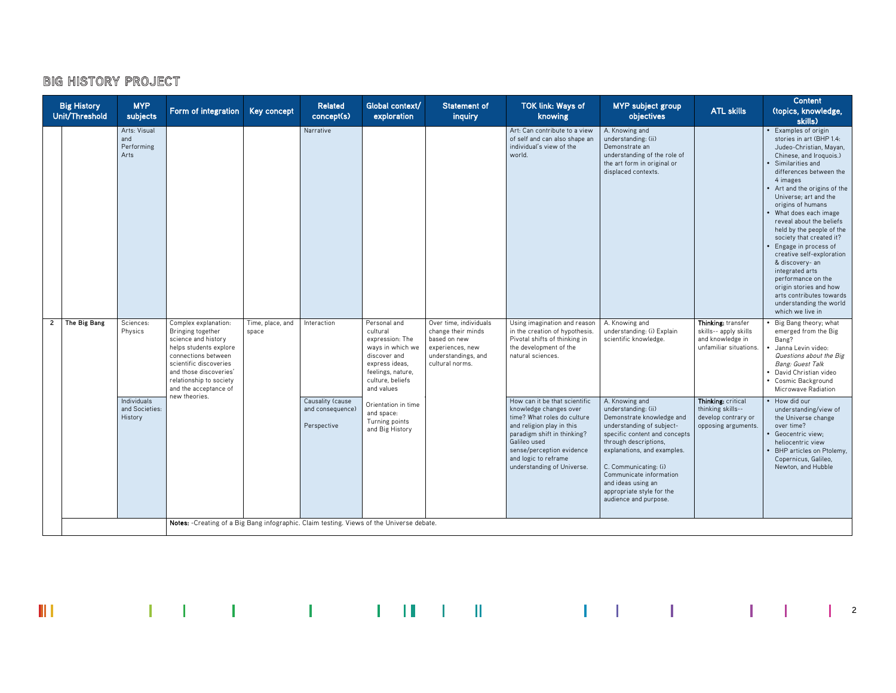## BIG HISTORY PROJECT

| Big History Unit/Threshold | | MYP subjects | Form of integration | Key concept | Related concept(s) | Global context/ exploration | Statement of inquiry | TOK link: Ways of knowing | MYP subject group objectives | ATL skills | Content (topics, knowledge, skills) |
|---|---|---|---|---|---|---|---|---|---|---|---|
| | | Arts: Visual and Performing Arts | | | Narrative | | | Art: Can contribute to a view of self and can also shape an individual's view of the world. | A. Knowing and understanding: (ii) Demonstrate an understanding of the role of the art form in original or displaced contexts. | | • Examples of origin stories in art (BHP 1.4: Judeo-Christian, Mayan, Chinese, and Iroquois.)<br>• Similarities and differences between the 4 images<br>• Art and the origins of the Universe; art and the origins of humans<br>• What does each image reveal about the beliefs held by the people of the society that created it?<br>• Engage in process of creative self-exploration & discovery- an integrated arts performance on the origin stories and how arts contributes towards understanding the world which we live in |
| 2 | **The Big Bang** | Sciences: Physics | Complex explanation: Bringing together science and history helps students explore connections between scientific discoveries and those discoveries' relationship to society and the acceptance of new theories. | Time, place, and space | Interaction | Personal and cultural expression: The ways in which we discover and express ideas, feelings, nature, culture, beliefs and values | Over time, individuals change their minds based on new experiences, new understandings, and cultural norms. | Using imagination and reason in the creation of hypothesis. Pivotal shifts of thinking in the development of the natural sciences. | A. Knowing and understanding: (i) Explain scientific knowledge. | **Thinking:** transfer skills-- apply skills and knowledge in unfamiliar situations. | • Big Bang theory; what emerged from the Big Bang?<br>• Janna Levin video: *Questions about the Big Bang: Guest Talk*<br>• David Christian video<br>• Cosmic Background Microwave Radiation |
| | | Individuals and Societies: History | | | Causality (cause and consequence)<br><br>Perspective | Orientation in time and space: Turning points and Big History | | How can it be that scientific knowledge changes over time? What roles do culture and religion play in this paradigm shift in thinking? Galileo used sense/perception evidence and logic to reframe understanding of Universe. | A. Knowing and understanding: (ii) Demonstrate knowledge and understanding of subject-specific content and concepts through descriptions, explanations, and examples.<br><br>C. Communicating: (i) Communicate information and ideas using an appropriate style for the audience and purpose. | **Thinking:** critical thinking skills-- develop contrary or opposing arguments. | • How did our understanding/view of the Universe change over time?<br>• Geocentric view; heliocentric view<br>• BHP articles on Ptolemy, Copernicus, Galileo, Newton, and Hubble |
| | | | **Notes:** -Creating of a Big Bang infographic. Claim testing. Views of the Universe debate. | | | | | | | | |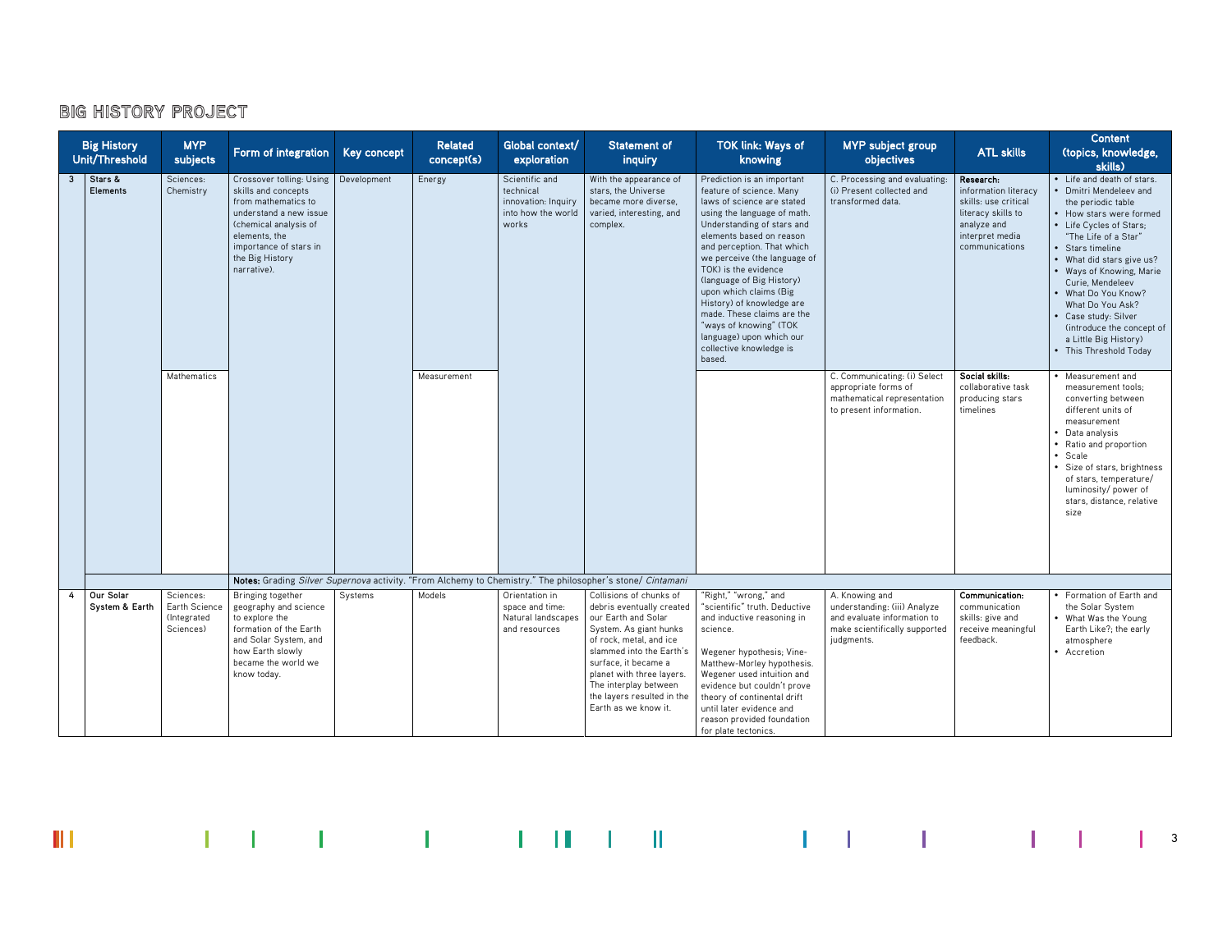# BIG HISTORY PROJECT

| | Big History Unit/Threshold | MYP subjects | Form of integration | Key concept | Related concept(s) | Global context/ exploration | Statement of inquiry | TOK link: Ways of knowing | MYP subject group objectives | ATL skills | Content (topics, knowledge, skills) |
|---|---|---|---|---|---|---|---|---|---|---|---|
| 3 | **Stars & Elements** | Sciences: Chemistry | Crossover tolling: Using skills and concepts from mathematics to understand a new issue (chemical analysis of elements, the importance of stars in the Big History narrative). | Development | Energy | Scientific and technical innovation: Inquiry into how the world works | With the appearance of stars, the Universe became more diverse, varied, interesting, and complex. | Prediction is an important feature of science. Many laws of science are stated using the language of math. Understanding of stars and elements based on reason and perception. That which we perceive (the language of TOK) is the evidence (language of Big History) upon which claims (Big History) of knowledge are made. These claims are the "ways of knowing" (TOK language) upon which our collective knowledge is based. | C. Processing and evaluating: (i) Present collected and transformed data. | **Research:** information literacy skills: use critical literacy skills to analyze and interpret media communications | • Life and death of stars.<br>• Dmitri Mendeleev and the periodic table<br>• How stars were formed<br>• Life Cycles of Stars; "The Life of a Star"<br>• Stars timeline<br>• What did stars give us?<br>• Ways of Knowing, Marie Curie, Mendeleev<br>• What Do You Know? What Do You Ask?<br>• Case study: Silver (introduce the concept of a Little Big History)<br>• This Threshold Today |
| | | Mathematics | | | Measurement | | | | C. Communicating: (i) Select appropriate forms of mathematical representation to present information. | **Social skills:** collaborative task producing stars timelines | • Measurement and measurement tools; converting between different units of measurement<br>• Data analysis<br>• Ratio and proportion<br>• Scale<br>• Size of stars, brightness of stars, temperature/ luminosity/ power of stars, distance, relative size |
| | | | **Notes:** Grading *Silver Supernova* activity. "From Alchemy to Chemistry." The philosopher's stone/ *Cintamani* | | | | | | | | |
| 4 | **Our Solar System & Earth** | Sciences: Earth Science (Integrated Sciences) | Bringing together geography and science to explore the formation of the Earth and Solar System, and how Earth slowly became the world we know today. | Systems | Models | Orientation in space and time: Natural landscapes and resources | Collisions of chunks of debris eventually created our Earth and Solar System. As giant hunks of rock, metal, and ice slammed into the Earth's surface, it became a planet with three layers. The interplay between the layers resulted in the Earth as we know it. | "Right," "wrong," and "scientific" truth. Deductive and inductive reasoning in science.<br><br>Wegener hypothesis; Vine-Matthew-Morley hypothesis. Wegener used intuition and evidence but couldn't prove theory of continental drift until later evidence and reason provided foundation for plate tectonics. | A. Knowing and understanding: (iii) Analyze and evaluate information to make scientifically supported judgments. | **Communication:** communication skills: give and receive meaningful feedback. | • Formation of Earth and the Solar System<br>• What Was the Young Earth Like?; the early atmosphere<br>• Accretion |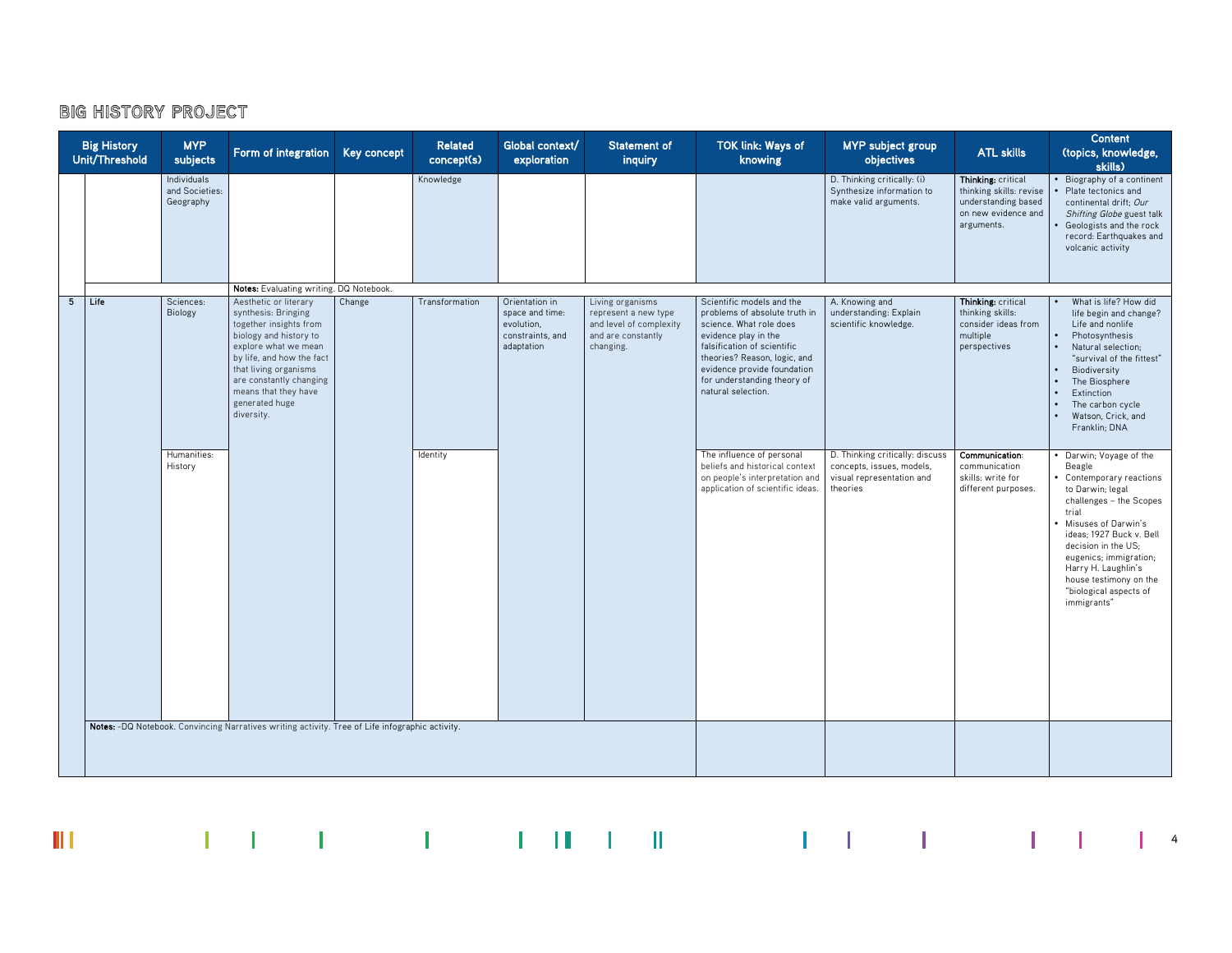## BIG HISTORY PROJECT

| | Big History Unit/Threshold | MYP subjects | Form of integration | Key concept | Related concept(s) | Global context/ exploration | Statement of inquiry | TOK link: Ways of knowing | MYP subject group objectives | ATL skills | Content (topics, knowledge, skills) |
|---|---|---|---|---|---|---|---|---|---|---|---|
| | | Individuals and Societies: Geography | | | Knowledge | | | | D. Thinking critically: (i) Synthesize information to make valid arguments. | **Thinking:** critical thinking skills: revise understanding based on new evidence and arguments. | • Biography of a continent • Plate tectonics and continental drift; *Our Shifting Globe* guest talk • Geologists and the rock record: Earthquakes and volcanic activity |
| | | | **Notes:** Evaluating writing. DQ Notebook. | | | | | | | | |
| 5 | Life | Sciences: Biology | Aesthetic or literary synthesis: Bringing together insights from biology and history to explore what we mean by life, and how the fact that living organisms are constantly changing means that they have generated huge diversity. | Change | Transformation | Orientation in space and time: evolution, constraints, and adaptation | Living organisms represent a new type and level of complexity and are constantly changing. | Scientific models and the problems of absolute truth in science. What role does evidence play in the falsification of scientific theories? Reason, logic, and evidence provide foundation for understanding theory of natural selection. | A. Knowing and understanding: Explain scientific knowledge. | **Thinking:** critical thinking skills: consider ideas from multiple perspectives | • What is life? How did life begin and change? Life and nonlife • Photosynthesis • Natural selection; "survival of the fittest" • Biodiversity • The Biosphere • Extinction • The carbon cycle • Watson, Crick, and Franklin; DNA |
| | | Humanities: History | | | Identity | | | The influence of personal beliefs and historical context on people's interpretation and application of scientific ideas. | D. Thinking critically: discuss concepts, issues, models, visual representation and theories | **Communication**: communication skills: write for different purposes. | • Darwin; Voyage of the Beagle • Contemporary reactions to Darwin; legal challenges – the Scopes trial • Misuses of Darwin's ideas; 1927 Buck v. Bell decision in the US; eugenics; immigration; Harry H. Laughlin's house testimony on the "biological aspects of immigrants" |
| | | **Notes:** -DQ Notebook. Convincing Narratives writing activity. Tree of Life infographic activity. | | | | | | | | | |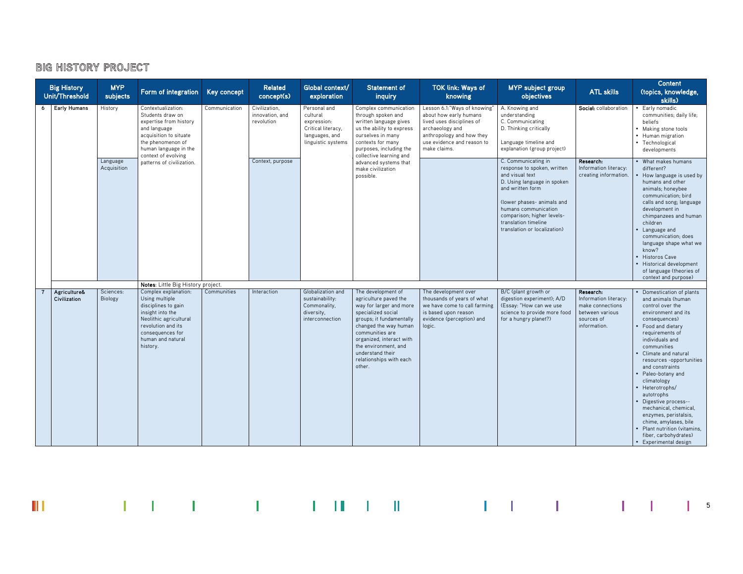# BIG HISTORY PROJECT

| | Big History Unit/Threshold | MYP subjects | Form of integration | Key concept | Related concept(s) | Global context/ exploration | Statement of inquiry | TOK link: Ways of knowing | MYP subject group objectives | ATL skills | Content (topics, knowledge, skills) |
|---|---|---|---|---|---|---|---|---|---|---|---|
| 6 | **Early Humans** | History | Contextualization: Students draw on expertise from history and language acquisition to situate the phenomenon of human language in the context of evolving patterns of civilization. | Communication | Civilization, innovation, and revolution | Personal and cultural expression: Critical literacy, languages, and linguistic systems | Complex communication through spoken and written language gives us the ability to express ourselves in many contexts for many purposes, including the collective learning and advanced systems that make civilization possible. | Lesson 6.1:"Ways of knowing" about how early humans lived uses disciplines of archaeology and anthropology and how they use evidence and reason to make claims. | A. Knowing and understanding<br>C. Communicating<br>D. Thinking critically<br><br>Language timeline and explanation (group project) | **Social:** collaboration | • Early nomadic communities; daily life; beliefs<br>• Making stone tools<br>• Human migration<br>• Technological developments |
| | | Language Acquisition | | | Context, purpose | | | | C. Communicating in response to spoken, written and visual text<br>D. Using language in spoken and written form<br><br>(lower phases- animals and humans communication comparison; higher levels- translation timeline translation or localization) | **Research:** Information literacy: creating information. | • What makes humans different?<br>• How language is used by humans and other animals; honeybee communication; bird calls and song; language development in chimpanzees and human children<br>• Language and communication; does language shape what we know?<br>• Historos Cave<br>• Historical development of language (theories of context and purpose) |
| | | | **Notes**: Little Big History project. | | | | | | | | |
| 7 | **Agriculture& Civilization** | Sciences: Biology | Complex explanation: Using multiple disciplines to gain insight into the Neolithic agricultural revolution and its consequences for human and natural history. | Communities | Interaction | Globalization and sustainability: Commonality, diversity, interconnection | The development of agriculture paved the way for larger and more specialized social groups; it fundamentally changed the way human communities are organized, interact with the environment, and understand their relationships with each other. | The development over thousands of years of what we have come to call farming is based upon reason evidence (perception) and logic. | B/C (plant growth or digestion experiment); A/D (Essay: "How can we use science to provide more food for a hungry planet?) | **Research:** Information literacy: make connections between various sources of information. | • Domestication of plants and animals (human control over the environment and its consequences)<br>• Food and dietary requirements of individuals and communities<br>• Climate and natural resources -opportunities and constraints<br>• Paleo-botany and climatology<br>• Heterotrophs/ autotrophs<br>• Digestive process-- mechanical, chemical, enzymes, peristalsis, chime, amylases, bile<br>• Plant nutrition (vitamins, fiber, carbohydrates)<br>• Experimental design |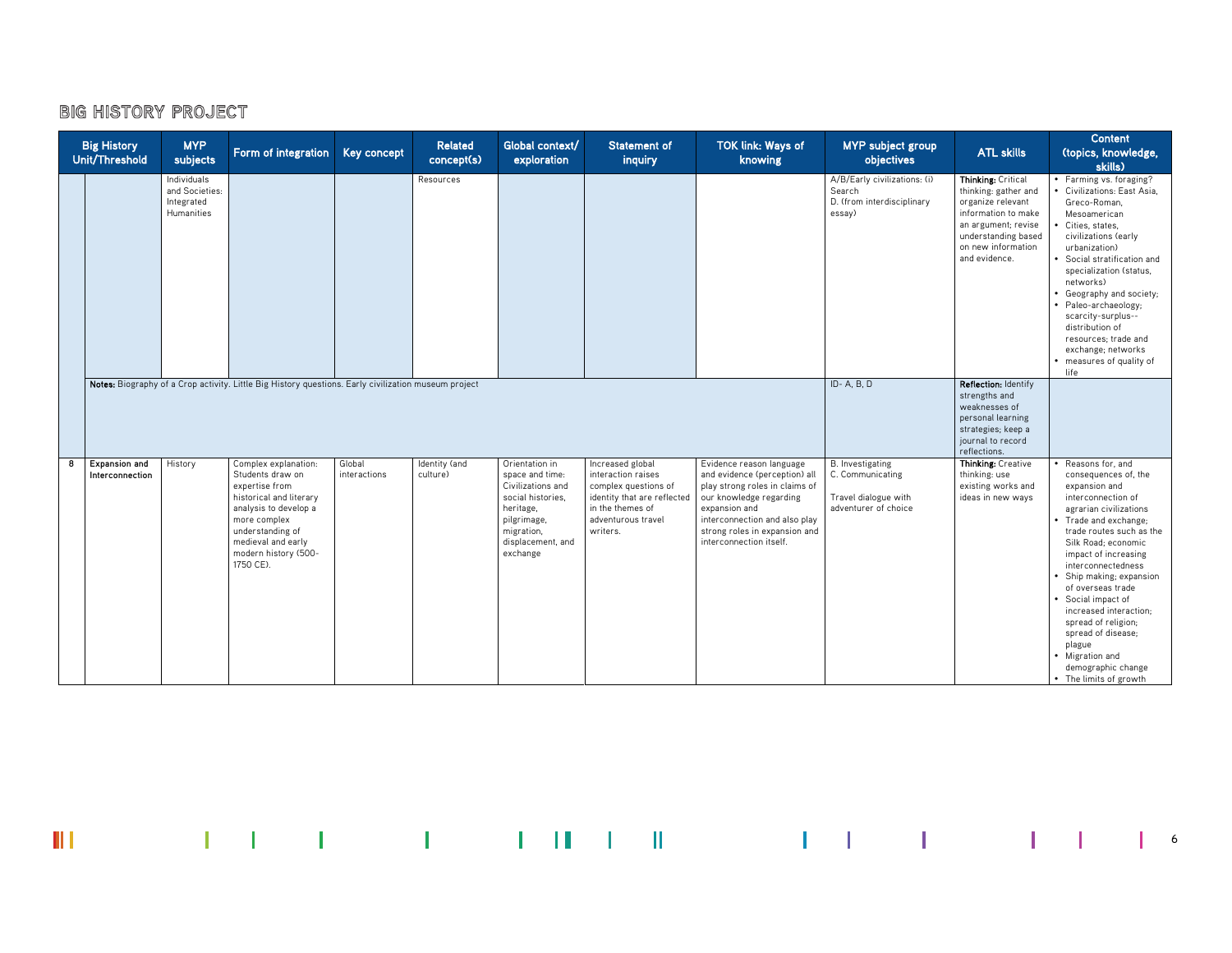## BIG HISTORY PROJECT

| | Big History Unit/Threshold | MYP subjects | Form of integration | Key concept | Related concept(s) | Global context/ exploration | Statement of inquiry | TOK link: Ways of knowing | MYP subject group objectives | ATL skills | Content (topics, knowledge, skills) |
|---|---|---|---|---|---|---|---|---|---|---|---|
| | | Individuals and Societies: Integrated Humanities | | | Resources | | | | A/B/Early civilizations: (i) Search<br>D. (from interdisciplinary essay) | **Thinking:** Critical thinking: gather and organize relevant information to make an argument; revise understanding based on new information and evidence. | • Farming vs. foraging?<br>• Civilizations: East Asia, Greco-Roman, Mesoamerican<br>• Cities, states, civilizations (early urbanization)<br>• Social stratification and specialization (status, networks)<br>• Geography and society;<br>• Paleo-archaeology; scarcity-surplus--distribution of resources; trade and exchange; networks<br>• measures of quality of life |
| | **Notes:** Biography of a Crop activity. Little Big History questions. Early civilization museum project | | | | | | | | ID- A, B, D | **Reflection:** Identify strengths and weaknesses of personal learning strategies; keep a journal to record reflections. | |
| 8 | **Expansion and Interconnection** | History | Complex explanation: Students draw on expertise from historical and literary analysis to develop a more complex understanding of medieval and early modern history (500-1750 CE). | Global interactions | Identity (and culture) | Orientation in space and time: Civilizations and social histories, heritage, pilgrimage, migration, displacement, and exchange | Increased global interaction raises complex questions of identity that are reflected in the themes of adventurous travel writers. | Evidence reason language and evidence (perception) all play strong roles in claims of our knowledge regarding expansion and interconnection and also play strong roles in expansion and interconnection itself. | B. Investigating<br>C. Communicating<br><br>Travel dialogue with adventurer of choice | **Thinking:** Creative thinking: use existing works and ideas in new ways | • Reasons for, and consequences of, the expansion and interconnection of agrarian civilizations<br>• Trade and exchange; trade routes such as the Silk Road; economic impact of increasing interconnectedness<br>• Ship making; expansion of overseas trade<br>• Social impact of increased interaction; spread of religion; spread of disease; plague<br>• Migration and demographic change<br>• The limits of growth |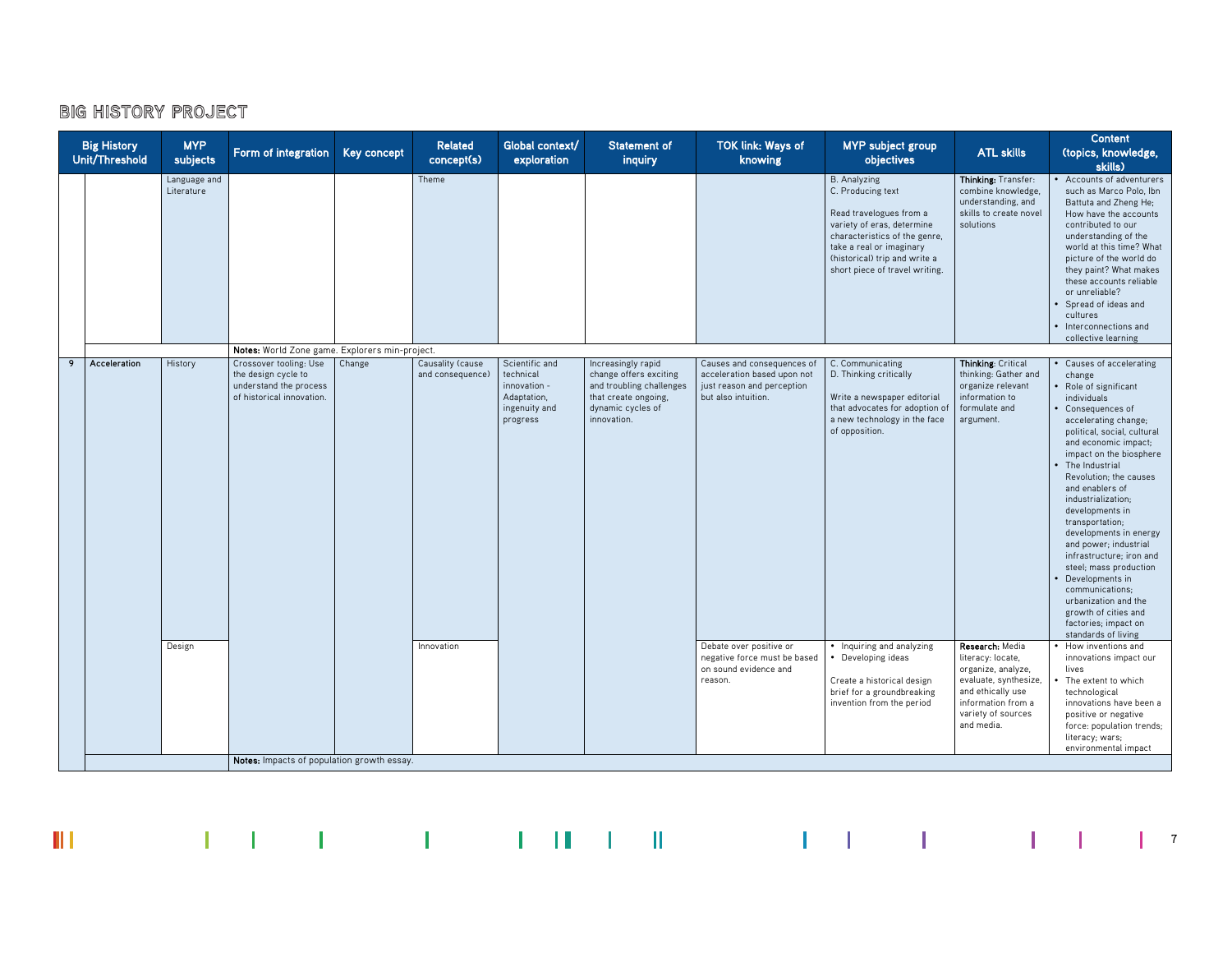## BIG HISTORY PROJECT

| Big History Unit/Threshold | | MYP subjects | Form of integration | Key concept | Related concept(s) | Global context/ exploration | Statement of inquiry | TOK link: Ways of knowing | MYP subject group objectives | ATL skills | Content (topics, knowledge, skills) |
|---|---|---|---|---|---|---|---|---|---|---|---|
| | | Language and Literature | | | Theme | | | | B. Analyzing<br>C. Producing text<br><br>Read travelogues from a variety of eras, determine characteristics of the genre, take a real or imaginary (historical) trip and write a short piece of travel writing. | **Thinking:** Transfer: combine knowledge, understanding, and skills to create novel solutions | • Accounts of adventurers such as Marco Polo, Ibn Battuta and Zheng He; How have the accounts contributed to our understanding of the world at this time? What picture of the world do they paint? What makes these accounts reliable or unreliable?<br>• Spread of ideas and cultures<br>• Interconnections and collective learning |
| | | | **Notes:** World Zone game. Explorers min-project. | | | | | | | | |
| 9 | Acceleration | History | Crossover tooling: Use the design cycle to understand the process of historical innovation. | Change | Causality (cause and consequence) | Scientific and technical innovation - Adaptation, ingenuity and progress | Increasingly rapid change offers exciting and troubling challenges that create ongoing, dynamic cycles of innovation. | Causes and consequences of acceleration based upon not just reason and perception but also intuition. | C. Communicating<br>D. Thinking critically<br><br>Write a newspaper editorial that advocates for adoption of a new technology in the face of opposition. | **Thinking**: Critical thinking: Gather and organize relevant information to formulate and argument. | • Causes of accelerating change<br>• Role of significant individuals<br>• Consequences of accelerating change; political, social, cultural and economic impact; impact on the biosphere<br>• The Industrial Revolution; the causes and enablers of industrialization; developments in transportation; developments in energy and power; industrial infrastructure; iron and steel; mass production<br>• Developments in communications; urbanization and the growth of cities and factories; impact on standards of living |
| | | Design | | | Innovation | | | Debate over positive or negative force must be based on sound evidence and reason. | • Inquiring and analyzing<br>• Developing ideas<br><br>Create a historical design brief for a groundbreaking invention from the period | **Research:** Media literacy: locate, organize, analyze, evaluate, synthesize, and ethically use information from a variety of sources and media. | • How inventions and innovations impact our lives<br>• The extent to which technological innovations have been a positive or negative force: population trends; literacy; wars; environmental impact |
| | | | **Notes:** Impacts of population growth essay. | | | | | | | | |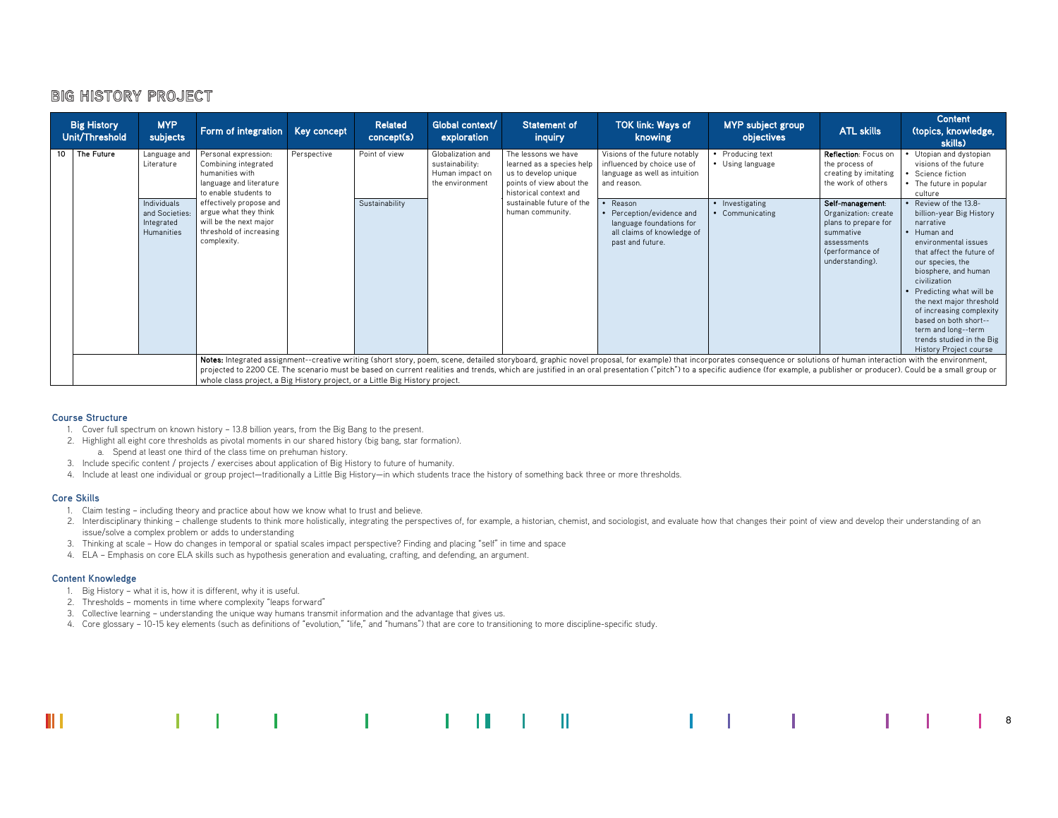## BIG HISTORY PROJECT

| Big History Unit/Threshold | | MYP subjects | Form of integration | Key concept | Related concept(s) | Global context/ exploration | Statement of inquiry | TOK link: Ways of knowing | MYP subject group objectives | ATL skills | Content (topics, knowledge, skills) |
|---|---|---|---|---|---|---|---|---|---|---|---|
| 10 | The Future | Language and Literature | Personal expression: Combining integrated humanities with language and literature to enable students to effectively propose and argue what they think will be the next major threshold of increasing complexity. | Perspective | Point of view | Globalization and sustainability: Human impact on the environment | The lessons we have learned as a species help us to develop unique points of view about the historical context and sustainable future of the human community. | Visions of the future notably influenced by choice use of language as well as intuition and reason. | • Producing text<br>• Using language | **Reflection**: Focus on the process of creating by imitating the work of others | • Utopian and dystopian visions of the future<br>• Science fiction<br>• The future in popular culture |
| | | Individuals and Societies: Integrated Humanities | | | Sustainability | | | • Reason<br>• Perception/evidence and language foundations for all claims of knowledge of past and future. | • Investigating<br>• Communicating | **Self-management**: Organization: create plans to prepare for summative assessments (performance of understanding). | • Review of the 13.8-billion-year Big History narrative<br>• Human and environmental issues that affect the future of our species, the biosphere, and human civilization<br>• Predicting what will be the next major threshold of increasing complexity based on both short--term and long--term trends studied in the Big History Project course |
| | | | **Notes:** Integrated assignment--creative writing (short story, poem, scene, detailed storyboard, graphic novel proposal, for example) that incorporates consequence or solutions of human interaction with the environment, projected to 2200 CE. The scenario must be based on current realities and trends, which are justified in an oral presentation ("pitch") to a specific audience (for example, a publisher or producer). Could be a small group or whole class project, a Big History project, or a Little Big History project. | | | | | | | | |

### Course Structure

1. Cover full spectrum on known history – 13.8 billion years, from the Big Bang to the present.
2. Highlight all eight core thresholds as pivotal moments in our shared history (big bang, star formation).
   a. Spend at least one third of the class time on prehuman history.
3. Include specific content / projects / exercises about application of Big History to future of humanity.
4. Include at least one individual or group project—traditionally a Little Big History—in which students trace the history of something back three or more thresholds.

### Core Skills

1. Claim testing – including theory and practice about how we know what to trust and believe.
2. Interdisciplinary thinking – challenge students to think more holistically, integrating the perspectives of, for example, a historian, chemist, and sociologist, and evaluate how that changes their point of view and develop their understanding of an issue/solve a complex problem or adds to understanding
3. Thinking at scale – How do changes in temporal or spatial scales impact perspective? Finding and placing "self" in time and space
4. ELA – Emphasis on core ELA skills such as hypothesis generation and evaluating, crafting, and defending, an argument.

### Content Knowledge

1. Big History – what it is, how it is different, why it is useful.
2. Thresholds – moments in time where complexity "leaps forward"
3. Collective learning – understanding the unique way humans transmit information and the advantage that gives us.
4. Core glossary – 10-15 key elements (such as definitions of "evolution," "life," and "humans") that are core to transitioning to more discipline-specific study.